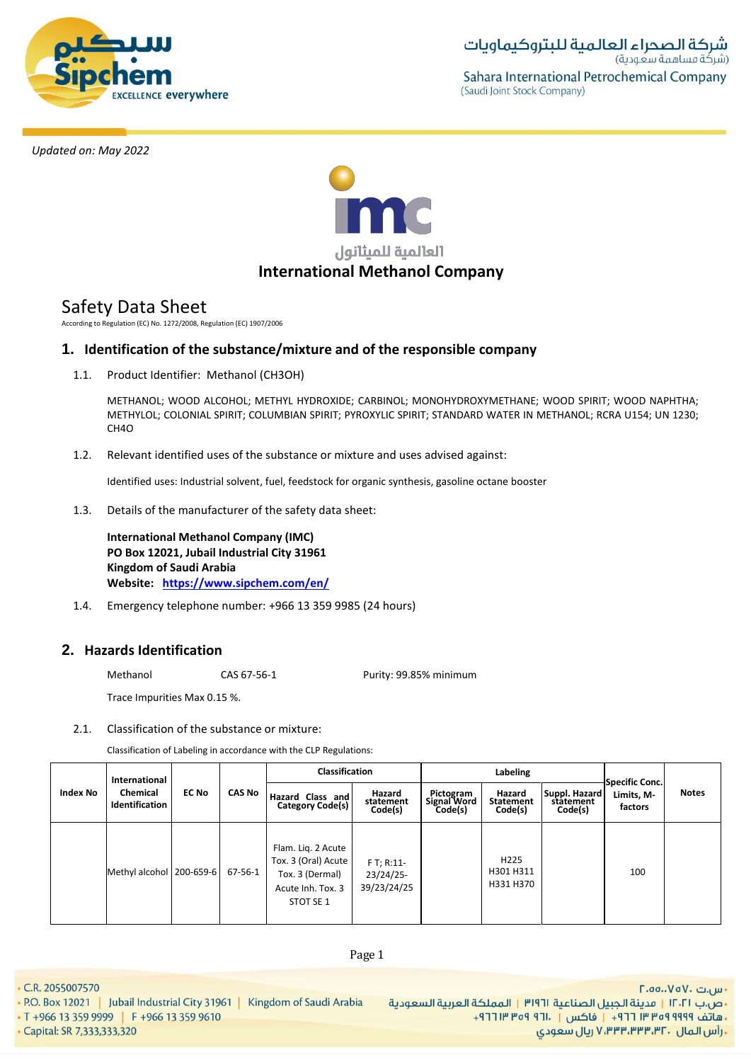Updated on: May 2022

**International Methanol Company**

# Safety Data Sheet

According to Regulation (EC) No. 1272/2008, Regulation (EC) 1907/2006

## 1. Identification of the substance/mixture and of the responsible company

1.1. Product Identifier: Methanol (CH3OH)

METHANOL; WOOD ALCOHOL; METHYL HYDROXIDE; CARBINOL; MONOHYDROXYMETHANE; WOOD SPIRIT; WOOD NAPHTHA; METHYLOL; COLONIAL SPIRIT; COLUMBIAN SPIRIT; PYROXYLIC SPIRIT; STANDARD WATER IN METHANOL; RCRA U154; UN 1230; CH4O

1.2. Relevant identified uses of the substance or mixture and uses advised against:

Identified uses: Industrial solvent, fuel, feedstock for organic synthesis, gasoline octane booster

1.3. Details of the manufacturer of the safety data sheet:

**International Methanol Company (IMC)**
**PO Box 12021, Jubail Industrial City 31961**
**Kingdom of Saudi Arabia**
**Website: https://www.sipchem.com/en/**

1.4. Emergency telephone number: +966 13 359 9985 (24 hours)

## 2. Hazards Identification

Methanol CAS 67-56-1 Purity: 99.85% minimum

Trace Impurities Max 0.15 %.

2.1. Classification of the substance or mixture:

Classification of Labeling in accordance with the CLP Regulations:

| Index No | International Chemical Identification | EC No | CAS No | Classification | | Labeling | | | Specific Conc. Limits, M-factors | Notes |
|---|---|---|---|---|---|---|---|---|---|---|
| | | | | Hazard Class and Category Code(s) | Hazard statement Code(s) | Pictogram Signal Word Code(s) | Hazard Statement Code(s) | Suppl. Hazard statement Code(s) | | |
| | Methyl alcohol | 200-659-6 | 67-56-1 | Flam. Liq. 2 Acute Tox. 3 (Oral) Acute Tox. 3 (Dermal) Acute Inh. Tox. 3 STOT SE 1 | F T; R:11-23/24/25-39/23/24/25 | | H225 H301 H311 H331 H370 | | 100 | |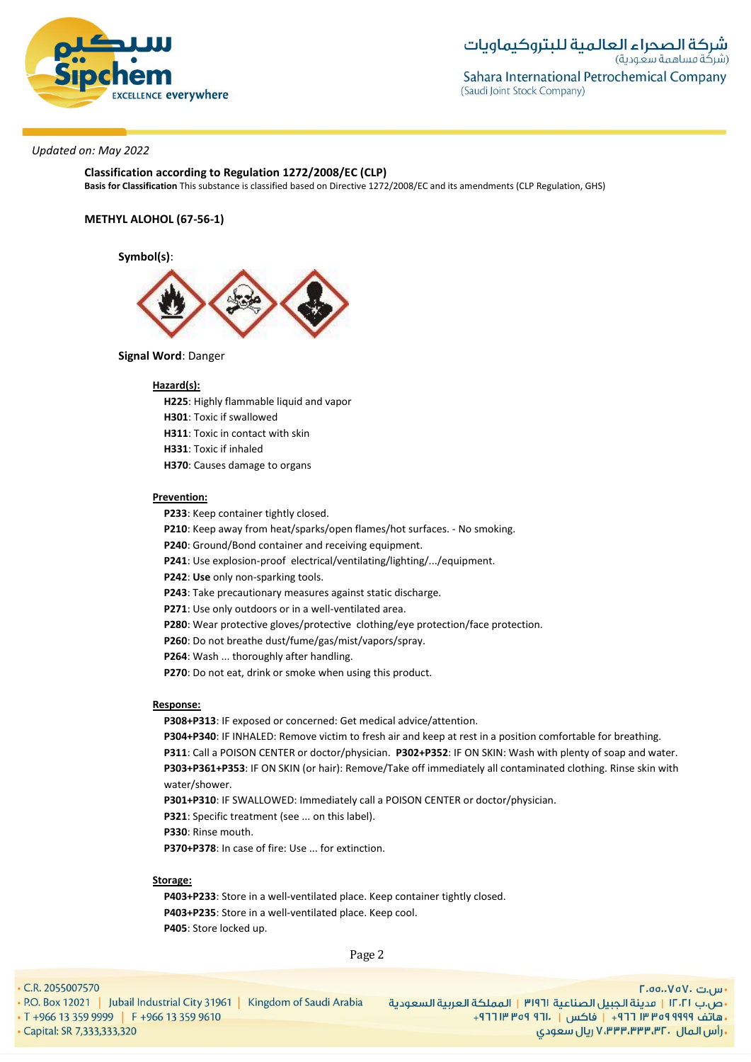*Updated on: May 2022*

**Classification according to Regulation 1272/2008/EC (CLP)**
**Basis for Classification** This substance is classified based on Directive 1272/2008/EC and its amendments (CLP Regulation, GHS)

**METHYL ALOHOL (67-56-1)**

**Symbol(s)**:

**Signal Word**: Danger

**Hazard(s):**

- **H225**: Highly flammable liquid and vapor
- **H301**: Toxic if swallowed
- **H311**: Toxic in contact with skin
- **H331**: Toxic if inhaled
- **H370**: Causes damage to organs

**Prevention:**

- **P233**: Keep container tightly closed.
- **P210**: Keep away from heat/sparks/open flames/hot surfaces. - No smoking.
- **P240**: Ground/Bond container and receiving equipment.
- **P241**: Use explosion-proof electrical/ventilating/lighting/.../equipment.
- **P242**: **Use** only non-sparking tools.
- **P243**: Take precautionary measures against static discharge.
- **P271**: Use only outdoors or in a well-ventilated area.
- **P280**: Wear protective gloves/protective clothing/eye protection/face protection.
- **P260**: Do not breathe dust/fume/gas/mist/vapors/spray.
- **P264**: Wash ... thoroughly after handling.
- **P270**: Do not eat, drink or smoke when using this product.

**Response:**

- **P308+P313**: IF exposed or concerned: Get medical advice/attention.
- **P304+P340**: IF INHALED: Remove victim to fresh air and keep at rest in a position comfortable for breathing.
- **P311**: Call a POISON CENTER or doctor/physician. **P302+P352**: IF ON SKIN: Wash with plenty of soap and water.
- **P303+P361+P353**: IF ON SKIN (or hair): Remove/Take off immediately all contaminated clothing. Rinse skin with water/shower.
- **P301+P310**: IF SWALLOWED: Immediately call a POISON CENTER or doctor/physician.
- **P321**: Specific treatment (see ... on this label).
- **P330**: Rinse mouth.
- **P370+P378**: In case of fire: Use ... for extinction.

**Storage:**

- **P403+P233**: Store in a well-ventilated place. Keep container tightly closed.
- **P403+P235**: Store in a well-ventilated place. Keep cool.
- **P405**: Store locked up.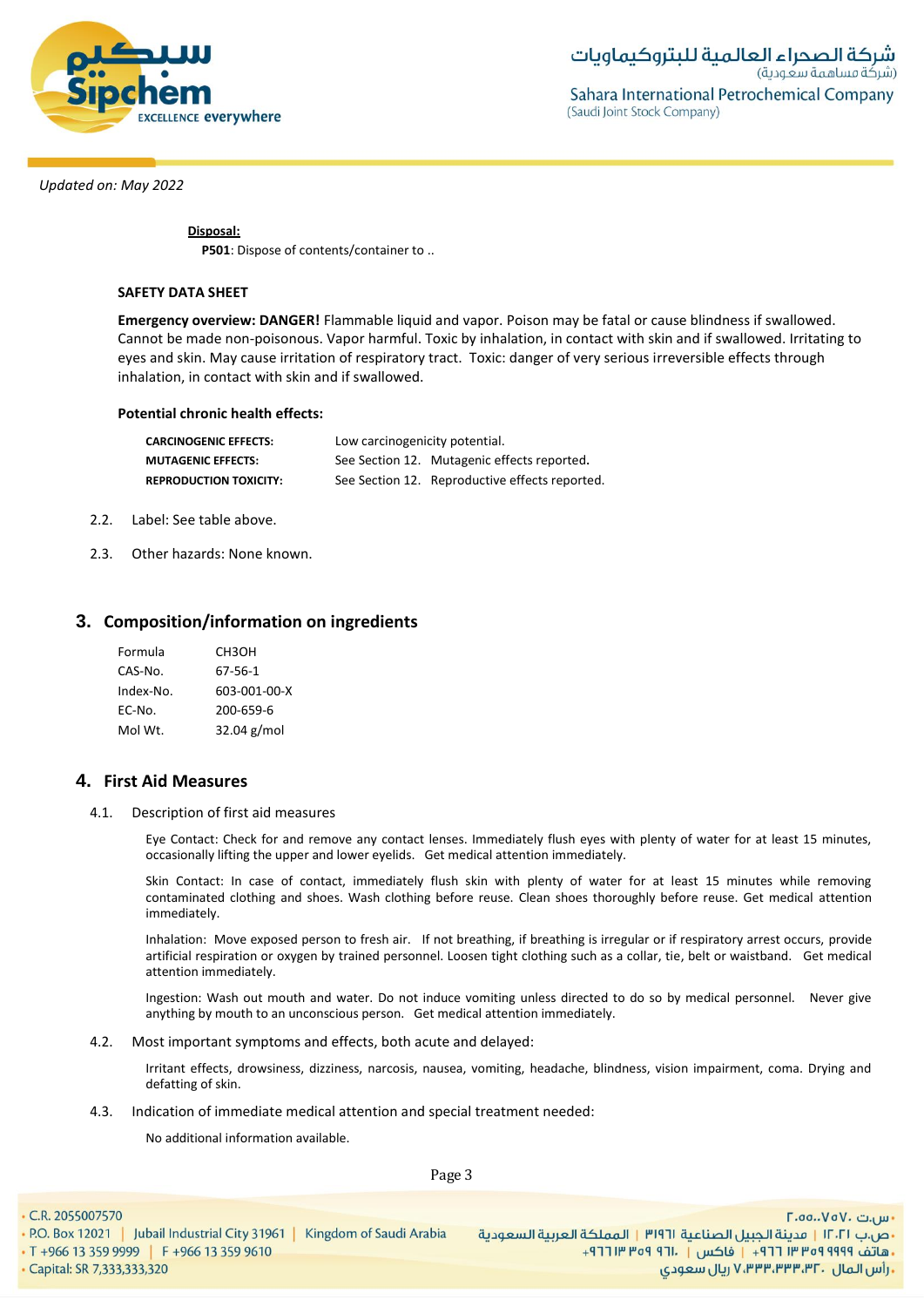*Updated on: May 2022*

**Disposal:**

**P501**: Dispose of contents/container to ..

**SAFETY DATA SHEET**

**Emergency overview: DANGER!** Flammable liquid and vapor. Poison may be fatal or cause blindness if swallowed. Cannot be made non-poisonous. Vapor harmful. Toxic by inhalation, in contact with skin and if swallowed. Irritating to eyes and skin. May cause irritation of respiratory tract. Toxic: danger of very serious irreversible effects through inhalation, in contact with skin and if swallowed.

**Potential chronic health effects:**

| | |
|---|---|
| **CARCINOGENIC EFFECTS:** | Low carcinogenicity potential. |
| **MUTAGENIC EFFECTS:** | See Section 12. Mutagenic effects reported. |
| **REPRODUCTION TOXICITY:** | See Section 12. Reproductive effects reported. |

2.2. Label: See table above.

2.3. Other hazards: None known.

## 3. Composition/information on ingredients

| | |
|---|---|
| Formula | $CH_3OH$ |
| CAS-No. | 67-56-1 |
| Index-No. | 603-001-00-X |
| EC-No. | 200-659-6 |
| Mol Wt. | 32.04 g/mol |

## 4. First Aid Measures

4.1. Description of first aid measures

Eye Contact: Check for and remove any contact lenses. Immediately flush eyes with plenty of water for at least 15 minutes, occasionally lifting the upper and lower eyelids. Get medical attention immediately.

Skin Contact: In case of contact, immediately flush skin with plenty of water for at least 15 minutes while removing contaminated clothing and shoes. Wash clothing before reuse. Clean shoes thoroughly before reuse. Get medical attention immediately.

Inhalation: Move exposed person to fresh air. If not breathing, if breathing is irregular or if respiratory arrest occurs, provide artificial respiration or oxygen by trained personnel. Loosen tight clothing such as a collar, tie, belt or waistband. Get medical attention immediately.

Ingestion: Wash out mouth and water. Do not induce vomiting unless directed to do so by medical personnel. Never give anything by mouth to an unconscious person. Get medical attention immediately.

4.2. Most important symptoms and effects, both acute and delayed:

Irritant effects, drowsiness, dizziness, narcosis, nausea, vomiting, headache, blindness, vision impairment, coma. Drying and defatting of skin.

4.3. Indication of immediate medical attention and special treatment needed:

No additional information available.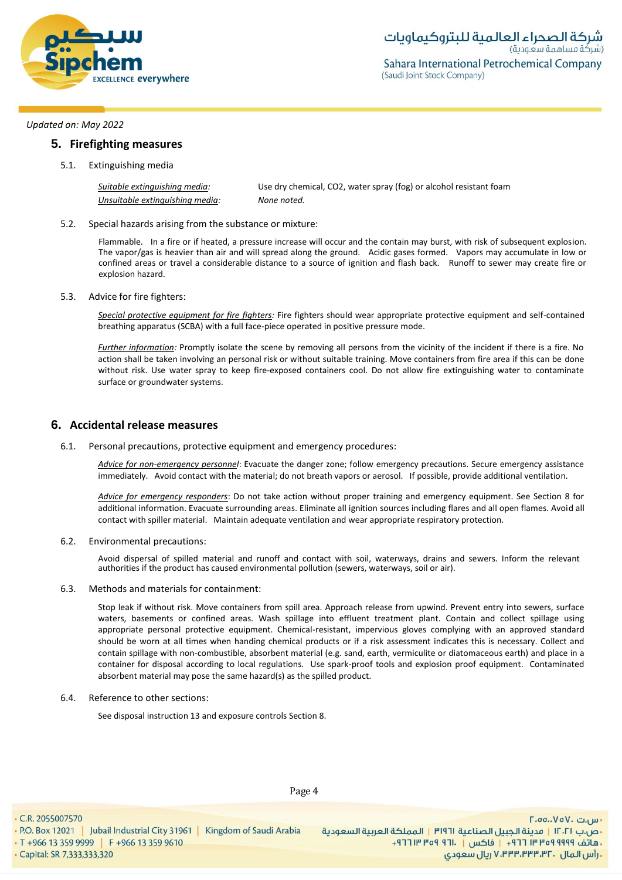Updated on: May 2022

## 5. Firefighting measures

### 5.1. Extinguishing media

| | |
|---|---|
| *Suitable extinguishing media:* | Use dry chemical, CO2, water spray (fog) or alcohol resistant foam |
| *Unsuitable extinguishing media:* | *None noted.* |

### 5.2. Special hazards arising from the substance or mixture:

Flammable. In a fire or if heated, a pressure increase will occur and the contain may burst, with risk of subsequent explosion. The vapor/gas is heavier than air and will spread along the ground. Acidic gases formed. Vapors may accumulate in low or confined areas or travel a considerable distance to a source of ignition and flash back. Runoff to sewer may create fire or explosion hazard.

### 5.3. Advice for fire fighters:

*Special protective equipment for fire fighters:* Fire fighters should wear appropriate protective equipment and self-contained breathing apparatus (SCBA) with a full face-piece operated in positive pressure mode.

*Further information:* Promptly isolate the scene by removing all persons from the vicinity of the incident if there is a fire. No action shall be taken involving an personal risk or without suitable training. Move containers from fire area if this can be done without risk. Use water spray to keep fire-exposed containers cool. Do not allow fire extinguishing water to contaminate surface or groundwater systems.

## 6. Accidental release measures

### 6.1. Personal precautions, protective equipment and emergency procedures:

*Advice for non-emergency personnel*: Evacuate the danger zone; follow emergency precautions. Secure emergency assistance immediately. Avoid contact with the material; do not breath vapors or aerosol. If possible, provide additional ventilation.

*Advice for emergency responders*: Do not take action without proper training and emergency equipment. See Section 8 for additional information. Evacuate surrounding areas. Eliminate all ignition sources including flares and all open flames. Avoid all contact with spiller material. Maintain adequate ventilation and wear appropriate respiratory protection.

### 6.2. Environmental precautions:

Avoid dispersal of spilled material and runoff and contact with soil, waterways, drains and sewers. Inform the relevant authorities if the product has caused environmental pollution (sewers, waterways, soil or air).

### 6.3. Methods and materials for containment:

Stop leak if without risk. Move containers from spill area. Approach release from upwind. Prevent entry into sewers, surface waters, basements or confined areas. Wash spillage into effluent treatment plant. Contain and collect spillage using appropriate personal protective equipment. Chemical-resistant, impervious gloves complying with an approved standard should be worn at all times when handing chemical products or if a risk assessment indicates this is necessary. Collect and contain spillage with non-combustible, absorbent material (e.g. sand, earth, vermiculite or diatomaceous earth) and place in a container for disposal according to local regulations. Use spark-proof tools and explosion proof equipment. Contaminated absorbent material may pose the same hazard(s) as the spilled product.

### 6.4. Reference to other sections:

See disposal instruction 13 and exposure controls Section 8.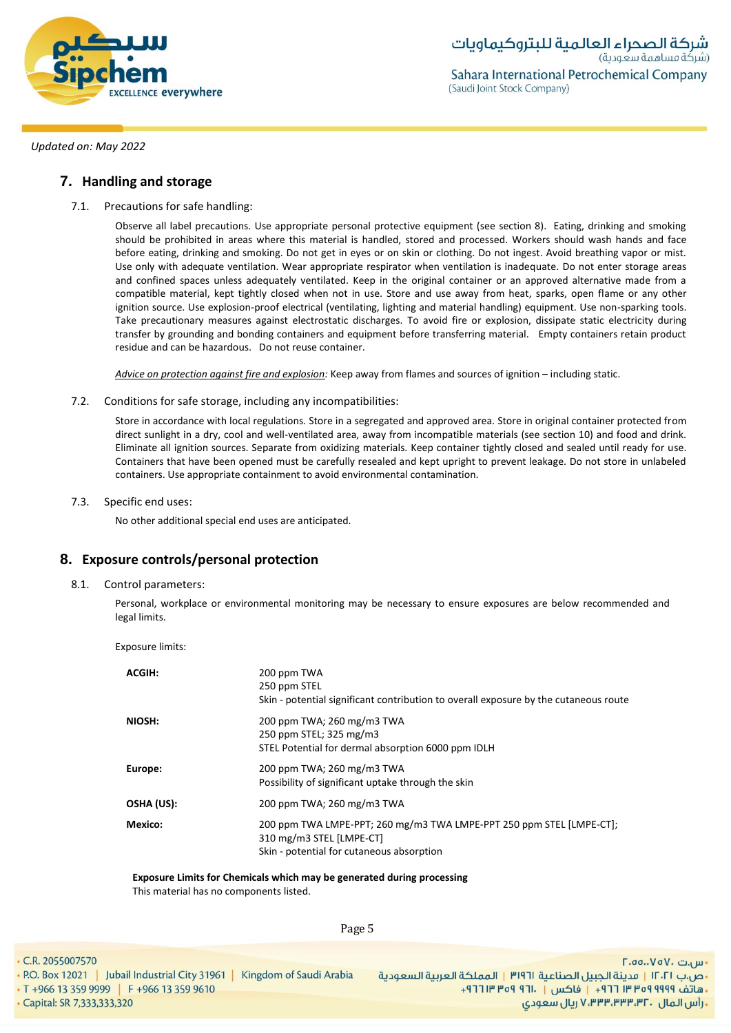Updated on: May 2022

## 7. Handling and storage

7.1. Precautions for safe handling:

Observe all label precautions. Use appropriate personal protective equipment (see section 8). Eating, drinking and smoking should be prohibited in areas where this material is handled, stored and processed. Workers should wash hands and face before eating, drinking and smoking. Do not get in eyes or on skin or clothing. Do not ingest. Avoid breathing vapor or mist. Use only with adequate ventilation. Wear appropriate respirator when ventilation is inadequate. Do not enter storage areas and confined spaces unless adequately ventilated. Keep in the original container or an approved alternative made from a compatible material, kept tightly closed when not in use. Store and use away from heat, sparks, open flame or any other ignition source. Use explosion-proof electrical (ventilating, lighting and material handling) equipment. Use non-sparking tools. Take precautionary measures against electrostatic discharges. To avoid fire or explosion, dissipate static electricity during transfer by grounding and bonding containers and equipment before transferring material. Empty containers retain product residue and can be hazardous. Do not reuse container.

*Advice on protection against fire and explosion:* Keep away from flames and sources of ignition – including static.

7.2. Conditions for safe storage, including any incompatibilities:

Store in accordance with local regulations. Store in a segregated and approved area. Store in original container protected from direct sunlight in a dry, cool and well-ventilated area, away from incompatible materials (see section 10) and food and drink. Eliminate all ignition sources. Separate from oxidizing materials. Keep container tightly closed and sealed until ready for use. Containers that have been opened must be carefully resealed and kept upright to prevent leakage. Do not store in unlabeled containers. Use appropriate containment to avoid environmental contamination.

7.3. Specific end uses:

No other additional special end uses are anticipated.

## 8. Exposure controls/personal protection

8.1. Control parameters:

Personal, workplace or environmental monitoring may be necessary to ensure exposures are below recommended and legal limits.

Exposure limits:

| | |
|---|---|
| **ACGIH:** | 200 ppm TWA<br>250 ppm STEL<br>Skin - potential significant contribution to overall exposure by the cutaneous route |
| **NIOSH:** | 200 ppm TWA; 260 mg/m3 TWA<br>250 ppm STEL; 325 mg/m3<br>STEL Potential for dermal absorption 6000 ppm IDLH |
| **Europe:** | 200 ppm TWA; 260 mg/m3 TWA<br>Possibility of significant uptake through the skin |
| **OSHA (US):** | 200 ppm TWA; 260 mg/m3 TWA |
| **Mexico:** | 200 ppm TWA LMPE-PPT; 260 mg/m3 TWA LMPE-PPT 250 ppm STEL [LMPE-CT];<br>310 mg/m3 STEL [LMPE-CT]<br>Skin - potential for cutaneous absorption |

**Exposure Limits for Chemicals which may be generated during processing**
This material has no components listed.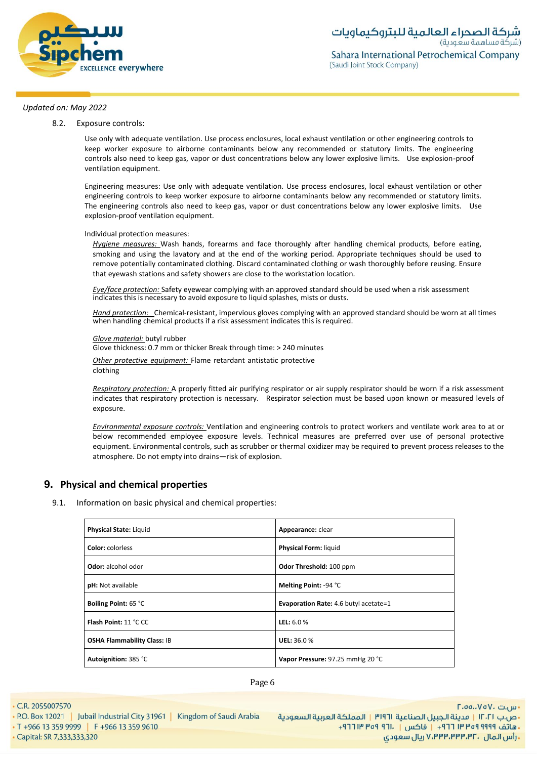*Updated on: May 2022*

8.2. Exposure controls:

Use only with adequate ventilation. Use process enclosures, local exhaust ventilation or other engineering controls to keep worker exposure to airborne contaminants below any recommended or statutory limits. The engineering controls also need to keep gas, vapor or dust concentrations below any lower explosive limits. Use explosion-proof ventilation equipment.

Engineering measures: Use only with adequate ventilation. Use process enclosures, local exhaust ventilation or other engineering controls to keep worker exposure to airborne contaminants below any recommended or statutory limits. The engineering controls also need to keep gas, vapor or dust concentrations below any lower explosive limits. Use explosion-proof ventilation equipment.

Individual protection measures:

*Hygiene measures:* Wash hands, forearms and face thoroughly after handling chemical products, before eating, smoking and using the lavatory and at the end of the working period. Appropriate techniques should be used to remove potentially contaminated clothing. Discard contaminated clothing or wash thoroughly before reusing. Ensure that eyewash stations and safety showers are close to the workstation location.

*Eye/face protection:* Safety eyewear complying with an approved standard should be used when a risk assessment indicates this is necessary to avoid exposure to liquid splashes, mists or dusts.

*Hand protection:* Chemical-resistant, impervious gloves complying with an approved standard should be worn at all times when handling chemical products if a risk assessment indicates this is required.

*Glove material:* butyl rubber
Glove thickness: 0.7 mm or thicker Break through time: > 240 minutes

*Other protective equipment:* Flame retardant antistatic protective clothing

*Respiratory protection:* A properly fitted air purifying respirator or air supply respirator should be worn if a risk assessment indicates that respiratory protection is necessary. Respirator selection must be based upon known or measured levels of exposure.

*Environmental exposure controls:* Ventilation and engineering controls to protect workers and ventilate work area to at or below recommended employee exposure levels. Technical measures are preferred over use of personal protective equipment. Environmental controls, such as scrubber or thermal oxidizer may be required to prevent process releases to the atmosphere. Do not empty into drains—risk of explosion.

## 9. Physical and chemical properties

9.1. Information on basic physical and chemical properties:

| | |
|---|---|
| **Physical State:** Liquid | **Appearance:** clear |
| **Color:** colorless | **Physical Form:** liquid |
| **Odor:** alcohol odor | **Odor Threshold:** 100 ppm |
| **pH:** Not available | **Melting Point:** -94 °C |
| **Boiling Point:** 65 °C | **Evaporation Rate:** 4.6 butyl acetate=1 |
| **Flash Point:** 11 °C CC | **LEL:** 6.0 % |
| **OSHA Flammability Class:** IB | **UEL:** 36.0 % |
| **Autoignition:** 385 °C | **Vapor Pressure:** 97.25 mmHg 20 °C |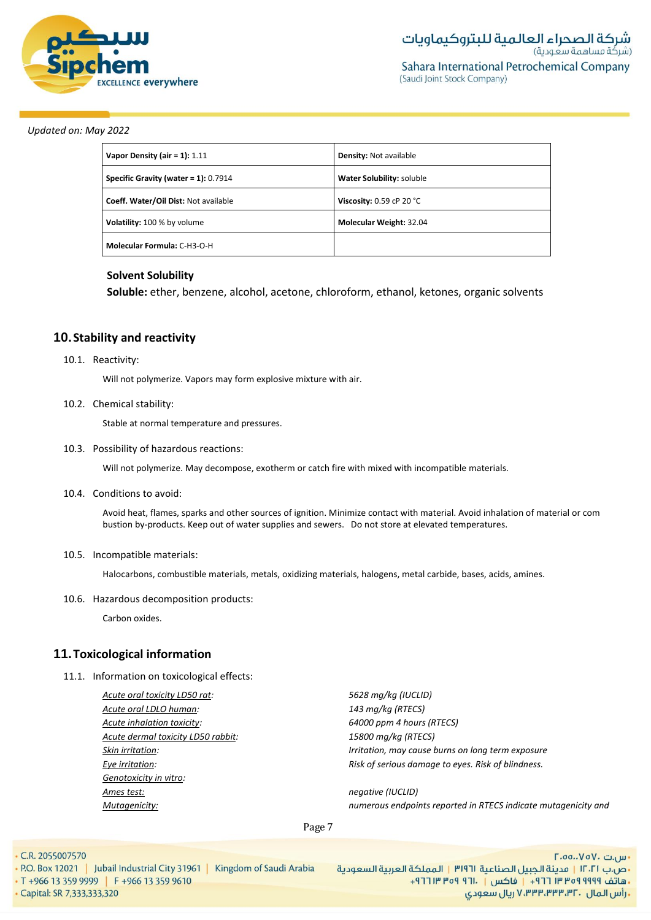*Updated on: May 2022*

| **Vapor Density (air = 1):** 1.11 | **Density:** Not available |
|---|---|
| **Specific Gravity (water = 1):** 0.7914 | **Water Solubility:** soluble |
| **Coeff. Water/Oil Dist:** Not available | **Viscosity:** 0.59 cP 20 °C |
| **Volatility:** 100 % by volume | **Molecular Weight:** 32.04 |
| **Molecular Formula:** C-H3-O-H | |

**Solvent Solubility**

**Soluble:** ether, benzene, alcohol, acetone, chloroform, ethanol, ketones, organic solvents

## 10. Stability and reactivity

10.1. Reactivity:

Will not polymerize. Vapors may form explosive mixture with air.

10.2. Chemical stability:

Stable at normal temperature and pressures.

10.3. Possibility of hazardous reactions:

Will not polymerize. May decompose, exotherm or catch fire with mixed with incompatible materials.

10.4. Conditions to avoid:

Avoid heat, flames, sparks and other sources of ignition. Minimize contact with material. Avoid inhalation of material or com bustion by-products. Keep out of water supplies and sewers. Do not store at elevated temperatures.

10.5. Incompatible materials:

Halocarbons, combustible materials, metals, oxidizing materials, halogens, metal carbide, bases, acids, amines.

10.6. Hazardous decomposition products:

Carbon oxides.

## 11. Toxicological information

11.1. Information on toxicological effects:

| | |
|---|---|
| *Acute oral toxicity LD50 rat:* | *5628 mg/kg (IUCLID)* |
| *Acute oral LDLO human:* | *143 mg/kg (RTECS)* |
| *Acute inhalation toxicity:* | *64000 ppm 4 hours (RTECS)* |
| *Acute dermal toxicity LD50 rabbit:* | *15800 mg/kg (RTECS)* |
| *Skin irritation:* | *Irritation, may cause burns on long term exposure* |
| *Eye irritation:* | *Risk of serious damage to eyes. Risk of blindness.* |
| *Genotoxicity in vitro:* | |
| *Ames test:* | *negative (IUCLID)* |
| *Mutagenicity:* | *numerous endpoints reported in RTECS indicate mutagenicity and* |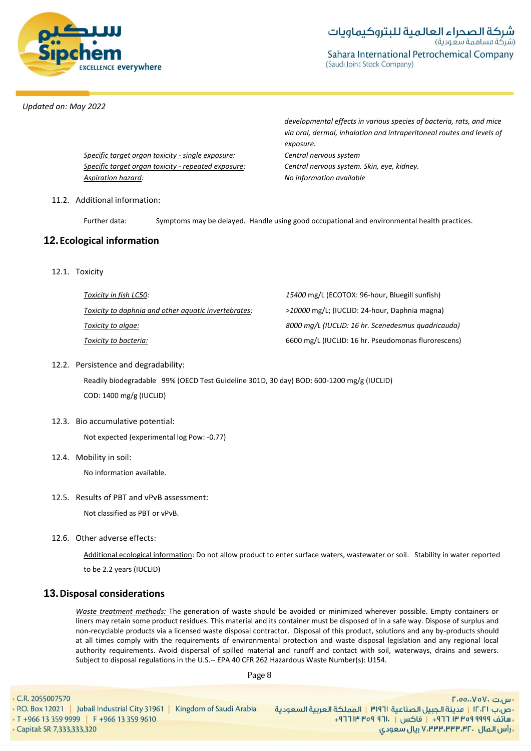Updated on: May 2022

| | |
|---|---|
| | *developmental effects in various species of bacteria, rats, and mice via oral, dermal, inhalation and intraperitoneal routes and levels of exposure.* |
| *Specific target organ toxicity - single exposure:* | *Central nervous system* |
| *Specific target organ toxicity - repeated exposure:* | *Central nervous system. Skin, eye, kidney.* |
| *Aspiration hazard:* | *No information available* |

11.2. Additional information:

Further data: Symptoms may be delayed. Handle using good occupational and environmental health practices.

## 12. Ecological information

12.1. Toxicity

| | |
|---|---|
| *Toxicity in fish LC50:* | *15400* mg/L (ECOTOX: 96-hour, Bluegill sunfish) |
| *Toxicity to daphnia and other aquatic invertebrates:* | *>10000* mg/L; (IUCLID: 24-hour, Daphnia magna) |
| *Toxicity to algae:* | *8000 mg/L (IUCLID: 16 hr. Scenedesmus quadricauda)* |
| *Toxicity to bacteria:* | 6600 mg/L (IUCLID: 16 hr. Pseudomonas flurorescens) |

12.2. Persistence and degradability:

Readily biodegradable 99% (OECD Test Guideline 301D, 30 day) BOD: 600-1200 mg/g (IUCLID)

COD: 1400 mg/g (IUCLID)

12.3. Bio accumulative potential:

Not expected (experimental log Pow: -0.77)

12.4. Mobility in soil:

No information available.

12.5. Results of PBT and vPvB assessment:

Not classified as PBT or vPvB.

12.6. Other adverse effects:

Additional ecological information: Do not allow product to enter surface waters, wastewater or soil. Stability in water reported to be 2.2 years (IUCLID)

## 13. Disposal considerations

*Waste treatment methods:* The generation of waste should be avoided or minimized wherever possible. Empty containers or liners may retain some product residues. This material and its container must be disposed of in a safe way. Dispose of surplus and non-recyclable products via a licensed waste disposal contractor. Disposal of this product, solutions and any by-products should at all times comply with the requirements of environmental protection and waste disposal legislation and any regional local authority requirements. Avoid dispersal of spilled material and runoff and contact with soil, waterways, drains and sewers. Subject to disposal regulations in the U.S.-- EPA 40 CFR 262 Hazardous Waste Number(s): U154.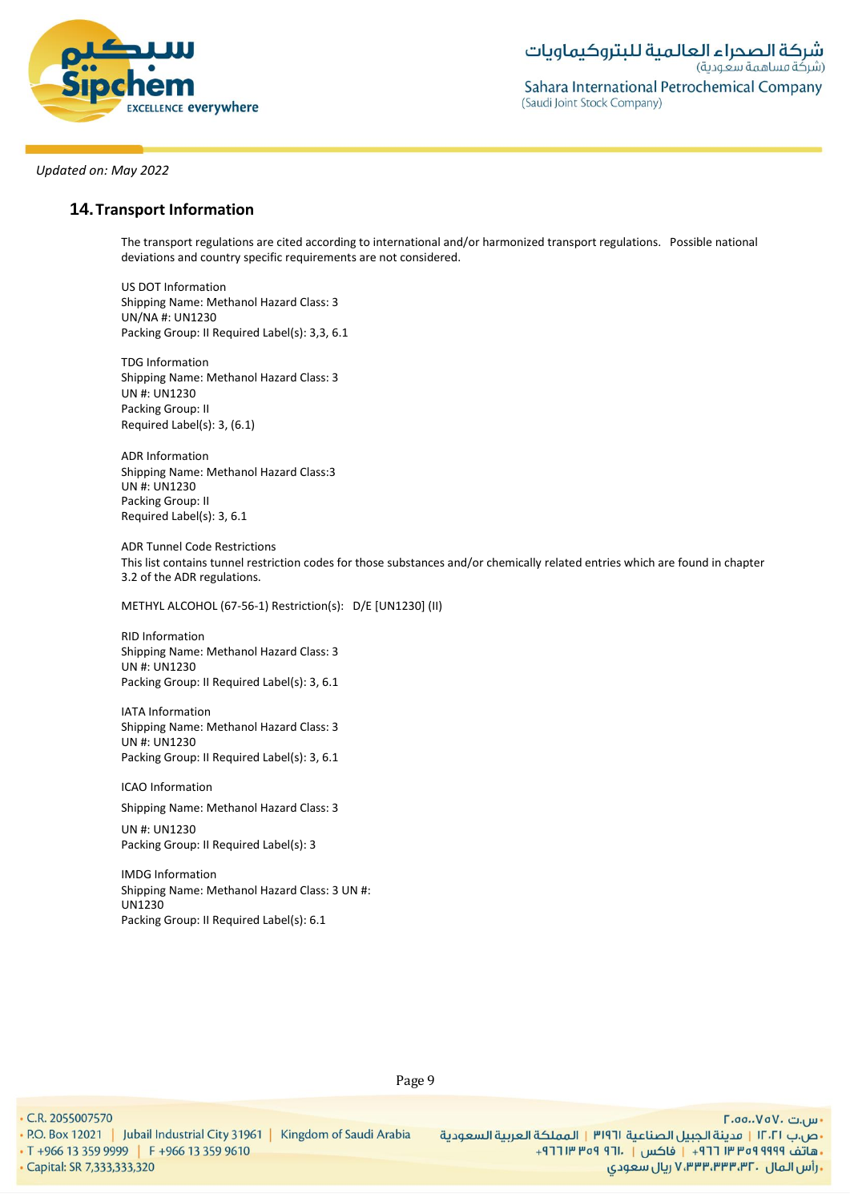Updated on: May 2022

## 14. Transport Information

The transport regulations are cited according to international and/or harmonized transport regulations. Possible national deviations and country specific requirements are not considered.

US DOT Information
Shipping Name: Methanol Hazard Class: 3
UN/NA #: UN1230
Packing Group: II Required Label(s): 3,3, 6.1

TDG Information
Shipping Name: Methanol Hazard Class: 3
UN #: UN1230
Packing Group: II
Required Label(s): 3, (6.1)

ADR Information
Shipping Name: Methanol Hazard Class:3
UN #: UN1230
Packing Group: II
Required Label(s): 3, 6.1

ADR Tunnel Code Restrictions
This list contains tunnel restriction codes for those substances and/or chemically related entries which are found in chapter 3.2 of the ADR regulations.

METHYL ALCOHOL (67-56-1) Restriction(s): D/E [UN1230] (II)

RID Information
Shipping Name: Methanol Hazard Class: 3
UN #: UN1230
Packing Group: II Required Label(s): 3, 6.1

IATA Information
Shipping Name: Methanol Hazard Class: 3
UN #: UN1230
Packing Group: II Required Label(s): 3, 6.1

ICAO Information

Shipping Name: Methanol Hazard Class: 3

UN #: UN1230
Packing Group: II Required Label(s): 3

IMDG Information
Shipping Name: Methanol Hazard Class: 3 UN #:
UN1230
Packing Group: II Required Label(s): 6.1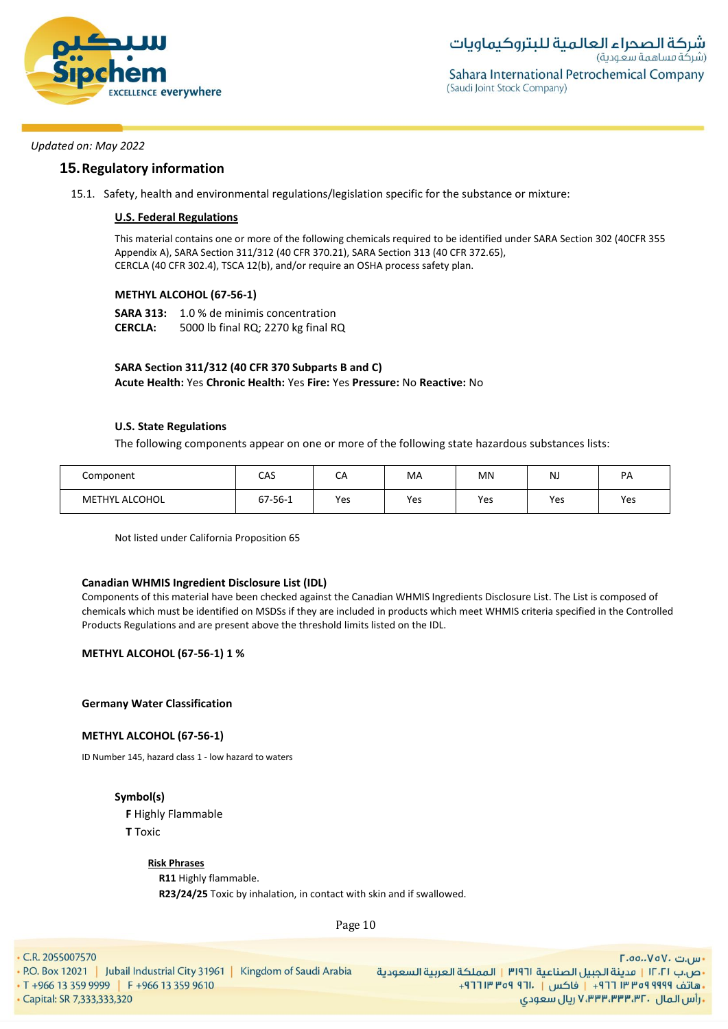*Updated on: May 2022*

## 15. Regulatory information

15.1. Safety, health and environmental regulations/legislation specific for the substance or mixture:

**U.S. Federal Regulations**

This material contains one or more of the following chemicals required to be identified under SARA Section 302 (40CFR 355 Appendix A), SARA Section 311/312 (40 CFR 370.21), SARA Section 313 (40 CFR 372.65), CERCLA (40 CFR 302.4), TSCA 12(b), and/or require an OSHA process safety plan.

**METHYL ALCOHOL (67-56-1)**

**SARA 313:** 1.0 % de minimis concentration
**CERCLA:** 5000 lb final RQ; 2270 kg final RQ

**SARA Section 311/312 (40 CFR 370 Subparts B and C)**
**Acute Health:** Yes **Chronic Health:** Yes **Fire:** Yes **Pressure:** No **Reactive:** No

**U.S. State Regulations**

The following components appear on one or more of the following state hazardous substances lists:

| Component | CAS | CA | MA | MN | NJ | PA |
|---|---|---|---|---|---|---|
| METHYL ALCOHOL | 67-56-1 | Yes | Yes | Yes | Yes | Yes |

Not listed under California Proposition 65

**Canadian WHMIS Ingredient Disclosure List (IDL)**

Components of this material have been checked against the Canadian WHMIS Ingredients Disclosure List. The List is composed of chemicals which must be identified on MSDSs if they are included in products which meet WHMIS criteria specified in the Controlled Products Regulations and are present above the threshold limits listed on the IDL.

**METHYL ALCOHOL (67-56-1) 1 %**

**Germany Water Classification**

**METHYL ALCOHOL (67-56-1)**

ID Number 145, hazard class 1 - low hazard to waters

**Symbol(s)**

**F** Highly Flammable
**T** Toxic

**Risk Phrases**

**R11** Highly flammable.
**R23/24/25** Toxic by inhalation, in contact with skin and if swallowed.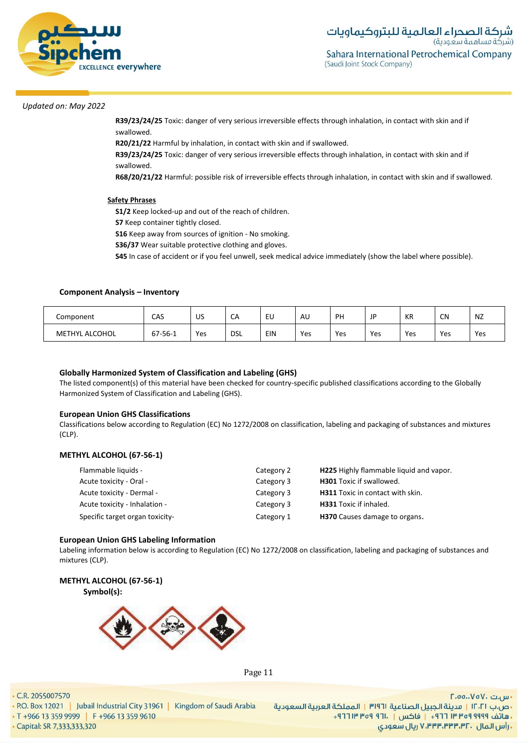*Updated on: May 2022*

**R39/23/24/25** Toxic: danger of very serious irreversible effects through inhalation, in contact with skin and if swallowed.
**R20/21/22** Harmful by inhalation, in contact with skin and if swallowed.
**R39/23/24/25** Toxic: danger of very serious irreversible effects through inhalation, in contact with skin and if swallowed.
**R68/20/21/22** Harmful: possible risk of irreversible effects through inhalation, in contact with skin and if swallowed.

**Safety Phrases**

**S1/2** Keep locked-up and out of the reach of children.
**S7** Keep container tightly closed.
**S16** Keep away from sources of ignition - No smoking.
**S36/37** Wear suitable protective clothing and gloves.
**S45** In case of accident or if you feel unwell, seek medical advice immediately (show the label where possible).

**Component Analysis – Inventory**

| Component | CAS | US | CA | EU | AU | PH | JP | KR | CN | NZ |
|---|---|---|---|---|---|---|---|---|---|---|
| METHYL ALCOHOL | 67-56-1 | Yes | DSL | EIN | Yes | Yes | Yes | Yes | Yes | Yes |

**Globally Harmonized System of Classification and Labeling (GHS)**

The listed component(s) of this material have been checked for country-specific published classifications according to the Globally Harmonized System of Classification and Labeling (GHS).

**European Union GHS Classifications**

Classifications below according to Regulation (EC) No 1272/2008 on classification, labeling and packaging of substances and mixtures (CLP).

**METHYL ALCOHOL (67-56-1)**

| | | |
|---|---|---|
| Flammable liquids - | Category 2 | **H225** Highly flammable liquid and vapor. |
| Acute toxicity - Oral - | Category 3 | **H301** Toxic if swallowed. |
| Acute toxicity - Dermal - | Category 3 | **H311** Toxic in contact with skin. |
| Acute toxicity - Inhalation - | Category 3 | **H331** Toxic if inhaled. |
| Specific target organ toxicity- | Category 1 | **H370** Causes damage to organs. |

**European Union GHS Labeling Information**

Labeling information below is according to Regulation (EC) No 1272/2008 on classification, labeling and packaging of substances and mixtures (CLP).

**METHYL ALCOHOL (67-56-1)**

**Symbol(s):**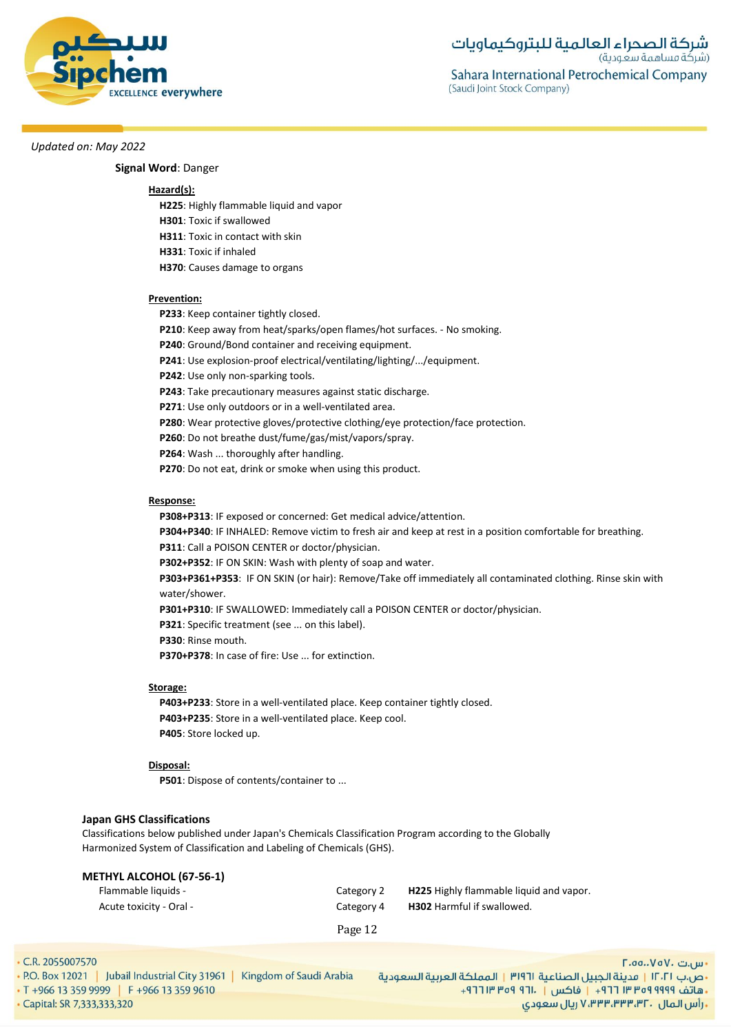*Updated on: May 2022*

**Signal Word**: Danger

**Hazard(s):**

**H225**: Highly flammable liquid and vapor
**H301**: Toxic if swallowed
**H311**: Toxic in contact with skin
**H331**: Toxic if inhaled
**H370**: Causes damage to organs

**Prevention:**

**P233**: Keep container tightly closed.
**P210**: Keep away from heat/sparks/open flames/hot surfaces. - No smoking.
**P240**: Ground/Bond container and receiving equipment.
**P241**: Use explosion-proof electrical/ventilating/lighting/.../equipment.
**P242**: Use only non-sparking tools.
**P243**: Take precautionary measures against static discharge.
**P271**: Use only outdoors or in a well-ventilated area.
**P280**: Wear protective gloves/protective clothing/eye protection/face protection.
**P260**: Do not breathe dust/fume/gas/mist/vapors/spray.
**P264**: Wash ... thoroughly after handling.
**P270**: Do not eat, drink or smoke when using this product.

**Response:**

**P308+P313**: IF exposed or concerned: Get medical advice/attention.
**P304+P340**: IF INHALED: Remove victim to fresh air and keep at rest in a position comfortable for breathing.
**P311**: Call a POISON CENTER or doctor/physician.
**P302+P352**: IF ON SKIN: Wash with plenty of soap and water.
**P303+P361+P353**: IF ON SKIN (or hair): Remove/Take off immediately all contaminated clothing. Rinse skin with water/shower.
**P301+P310**: IF SWALLOWED: Immediately call a POISON CENTER or doctor/physician.
**P321**: Specific treatment (see ... on this label).
**P330**: Rinse mouth.
**P370+P378**: In case of fire: Use ... for extinction.

**Storage:**

**P403+P233**: Store in a well-ventilated place. Keep container tightly closed.
**P403+P235**: Store in a well-ventilated place. Keep cool.
**P405**: Store locked up.

**Disposal:**

**P501**: Dispose of contents/container to ...

### Japan GHS Classifications

Classifications below published under Japan's Chemicals Classification Program according to the Globally Harmonized System of Classification and Labeling of Chemicals (GHS).

**METHYL ALCOHOL (67-56-1)**

| | | |
|---|---|---|
| Flammable liquids - | Category 2 | **H225** Highly flammable liquid and vapor. |
| Acute toxicity - Oral - | Category 4 | **H302** Harmful if swallowed. |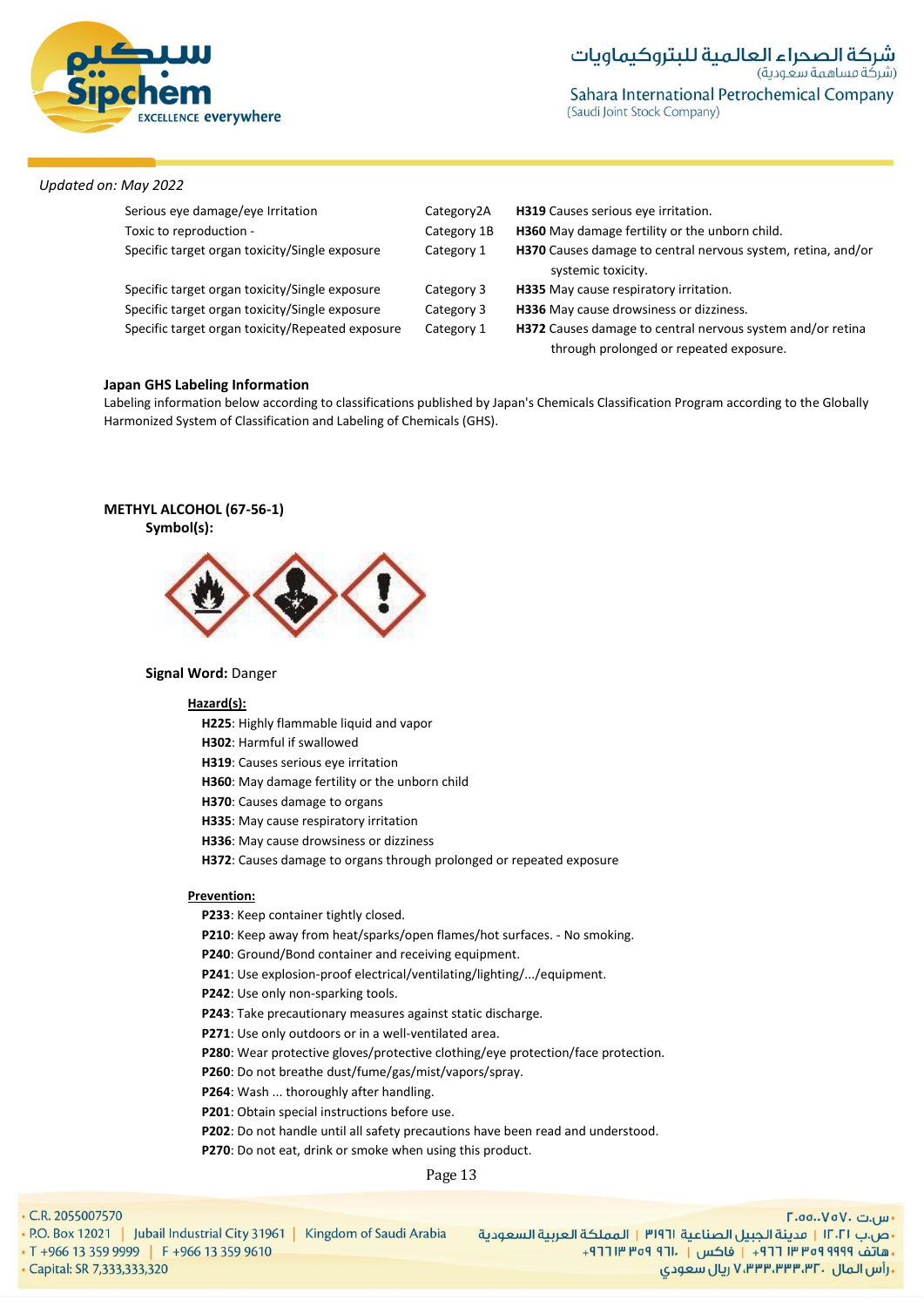*Updated on: May 2022*

| | | |
|---|---|---|
| Serious eye damage/eye Irritation | Category2A | **H319** Causes serious eye irritation. |
| Toxic to reproduction - | Category 1B | **H360** May damage fertility or the unborn child. |
| Specific target organ toxicity/Single exposure | Category 1 | **H370** Causes damage to central nervous system, retina, and/or systemic toxicity. |
| Specific target organ toxicity/Single exposure | Category 3 | **H335** May cause respiratory irritation. |
| Specific target organ toxicity/Single exposure | Category 3 | **H336** May cause drowsiness or dizziness. |
| Specific target organ toxicity/Repeated exposure | Category 1 | **H372** Causes damage to central nervous system and/or retina through prolonged or repeated exposure. |

**Japan GHS Labeling Information**

Labeling information below according to classifications published by Japan's Chemicals Classification Program according to the Globally Harmonized System of Classification and Labeling of Chemicals (GHS).

**METHYL ALCOHOL (67-56-1)**

**Symbol(s):**

**Signal Word:** Danger

**Hazard(s):**

**H225**: Highly flammable liquid and vapor
**H302**: Harmful if swallowed
**H319**: Causes serious eye irritation
**H360**: May damage fertility or the unborn child
**H370**: Causes damage to organs
**H335**: May cause respiratory irritation
**H336**: May cause drowsiness or dizziness
**H372**: Causes damage to organs through prolonged or repeated exposure

**Prevention:**

**P233**: Keep container tightly closed.
**P210**: Keep away from heat/sparks/open flames/hot surfaces. - No smoking.
**P240**: Ground/Bond container and receiving equipment.
**P241**: Use explosion-proof electrical/ventilating/lighting/.../equipment.
**P242**: Use only non-sparking tools.
**P243**: Take precautionary measures against static discharge.
**P271**: Use only outdoors or in a well-ventilated area.
**P280**: Wear protective gloves/protective clothing/eye protection/face protection.
**P260**: Do not breathe dust/fume/gas/mist/vapors/spray.
**P264**: Wash ... thoroughly after handling.
**P201**: Obtain special instructions before use.
**P202**: Do not handle until all safety precautions have been read and understood.
**P270**: Do not eat, drink or smoke when using this product.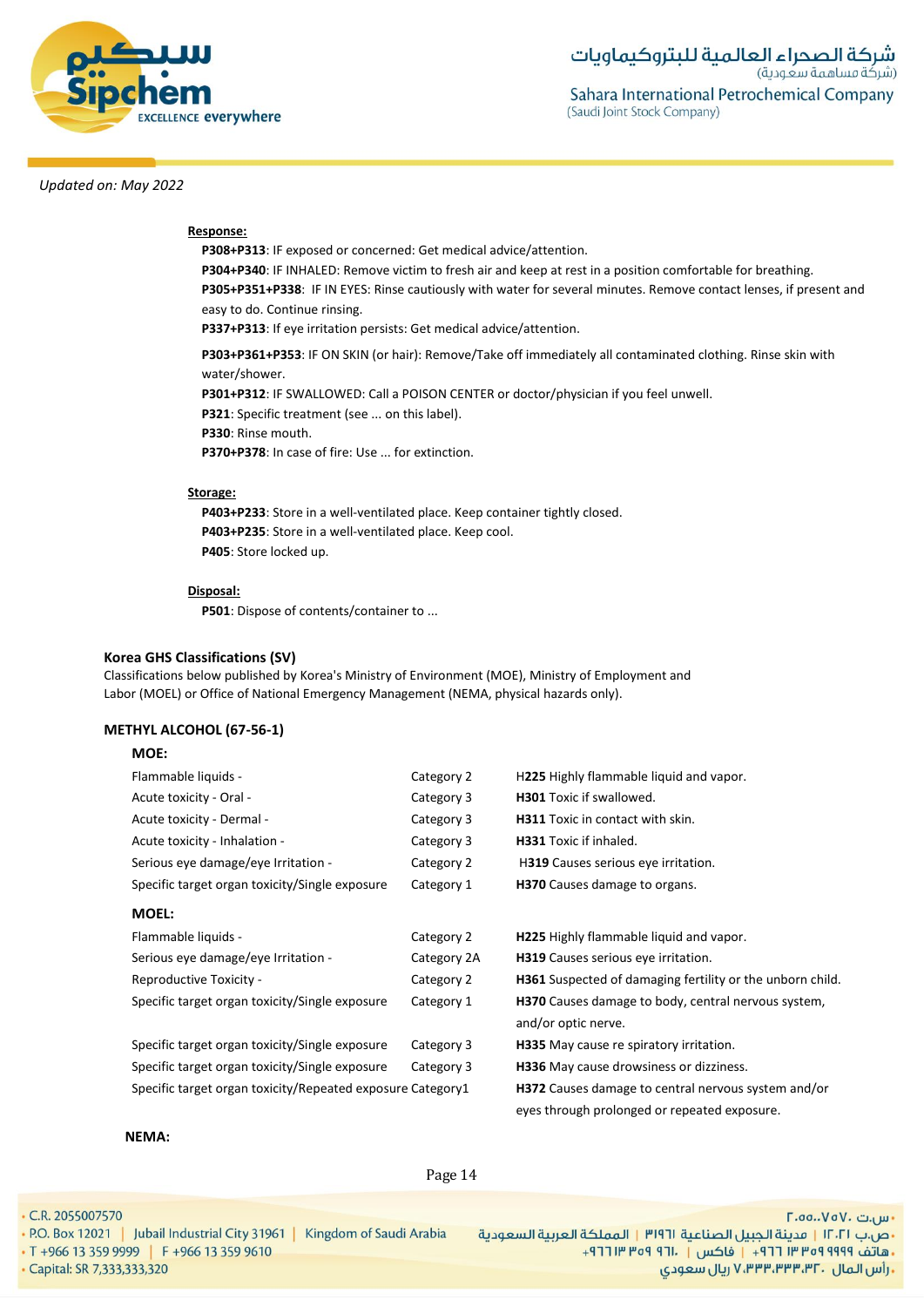Updated on: May 2022

**Response:**

**P308+P313**: IF exposed or concerned: Get medical advice/attention.
**P304+P340**: IF INHALED: Remove victim to fresh air and keep at rest in a position comfortable for breathing.
**P305+P351+P338**: IF IN EYES: Rinse cautiously with water for several minutes. Remove contact lenses, if present and easy to do. Continue rinsing.
**P337+P313**: If eye irritation persists: Get medical advice/attention.

**P303+P361+P353**: IF ON SKIN (or hair): Remove/Take off immediately all contaminated clothing. Rinse skin with water/shower.
**P301+P312**: IF SWALLOWED: Call a POISON CENTER or doctor/physician if you feel unwell.
**P321**: Specific treatment (see ... on this label).
**P330**: Rinse mouth.
**P370+P378**: In case of fire: Use ... for extinction.

**Storage:**

**P403+P233**: Store in a well-ventilated place. Keep container tightly closed.
**P403+P235**: Store in a well-ventilated place. Keep cool.
**P405**: Store locked up.

**Disposal:**

**P501**: Dispose of contents/container to ...

**Korea GHS Classifications (SV)**

Classifications below published by Korea's Ministry of Environment (MOE), Ministry of Employment and Labor (MOEL) or Office of National Emergency Management (NEMA, physical hazards only).

**METHYL ALCOHOL (67-56-1)**

**MOE:**

| | | |
|---|---|---|
| Flammable liquids - | Category 2 | H**225** Highly flammable liquid and vapor. |
| Acute toxicity - Oral - | Category 3 | **H301** Toxic if swallowed. |
| Acute toxicity - Dermal - | Category 3 | **H311** Toxic in contact with skin. |
| Acute toxicity - Inhalation - | Category 3 | **H331** Toxic if inhaled. |
| Serious eye damage/eye Irritation - | Category 2 | H**319** Causes serious eye irritation. |
| Specific target organ toxicity/Single exposure | Category 1 | **H370** Causes damage to organs. |

**MOEL:**

| | | |
|---|---|---|
| Flammable liquids - | Category 2 | **H225** Highly flammable liquid and vapor. |
| Serious eye damage/eye Irritation - | Category 2A | **H319** Causes serious eye irritation. |
| Reproductive Toxicity - | Category 2 | **H361** Suspected of damaging fertility or the unborn child. |
| Specific target organ toxicity/Single exposure | Category 1 | **H370** Causes damage to body, central nervous system, and/or optic nerve. |
| Specific target organ toxicity/Single exposure | Category 3 | **H335** May cause re spiratory irritation. |
| Specific target organ toxicity/Single exposure | Category 3 | **H336** May cause drowsiness or dizziness. |
| Specific target organ toxicity/Repeated exposure | Category1 | **H372** Causes damage to central nervous system and/or eyes through prolonged or repeated exposure. |

**NEMA:**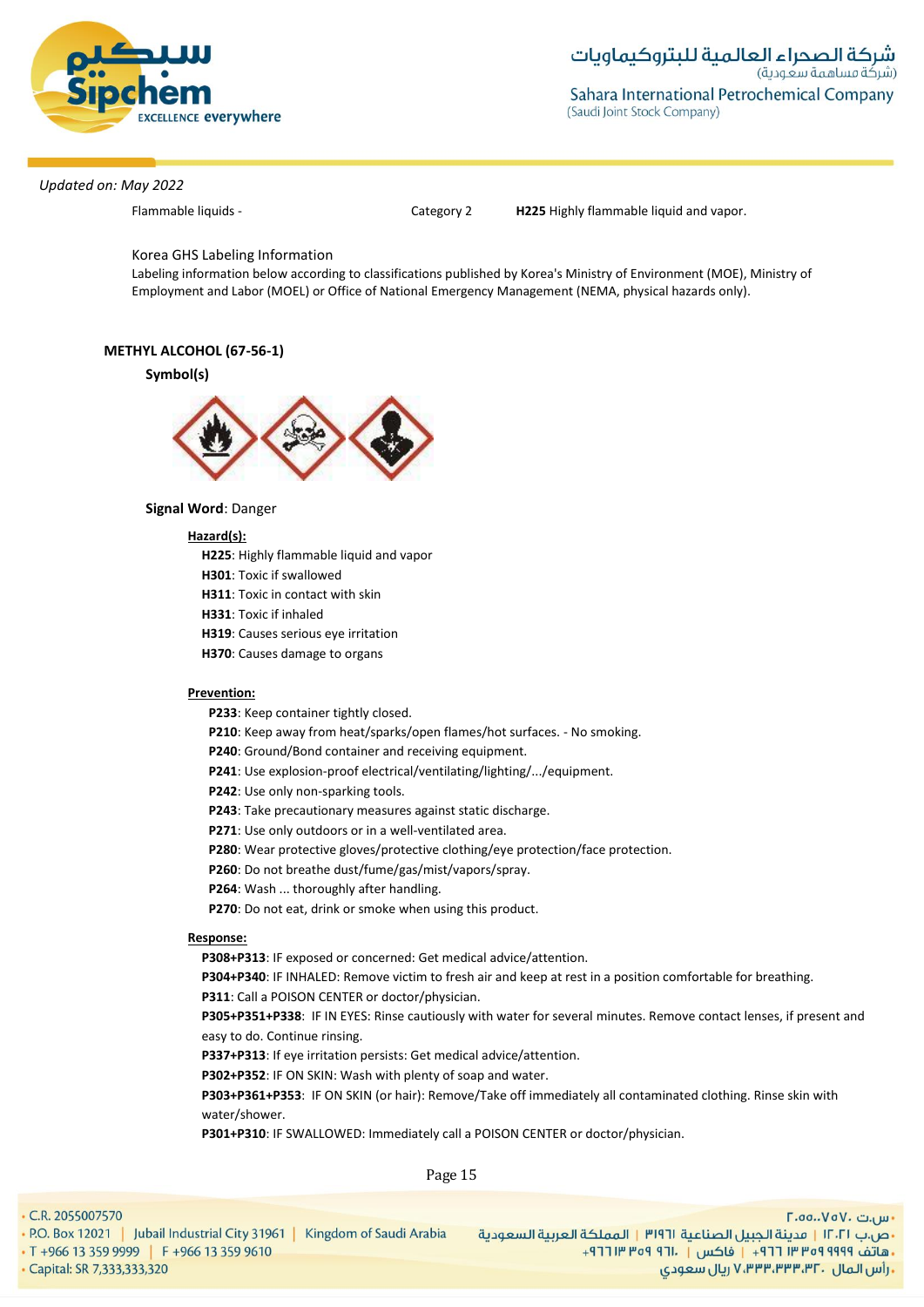Updated on: May 2022

| Flammable liquids - | Category 2 | **H225** Highly flammable liquid and vapor. |
|---|---|---|

Korea GHS Labeling Information

Labeling information below according to classifications published by Korea's Ministry of Environment (MOE), Ministry of Employment and Labor (MOEL) or Office of National Emergency Management (NEMA, physical hazards only).

**METHYL ALCOHOL (67-56-1)**

**Symbol(s)**

**Signal Word**: Danger

**Hazard(s):**

**H225**: Highly flammable liquid and vapor
**H301**: Toxic if swallowed
**H311**: Toxic in contact with skin
**H331**: Toxic if inhaled
**H319**: Causes serious eye irritation
**H370**: Causes damage to organs

**Prevention:**

**P233**: Keep container tightly closed.
**P210**: Keep away from heat/sparks/open flames/hot surfaces. - No smoking.
**P240**: Ground/Bond container and receiving equipment.
**P241**: Use explosion-proof electrical/ventilating/lighting/.../equipment.
**P242**: Use only non-sparking tools.
**P243**: Take precautionary measures against static discharge.
**P271**: Use only outdoors or in a well-ventilated area.
**P280**: Wear protective gloves/protective clothing/eye protection/face protection.
**P260**: Do not breathe dust/fume/gas/mist/vapors/spray.
**P264**: Wash ... thoroughly after handling.
**P270**: Do not eat, drink or smoke when using this product.

**Response:**

**P308+P313**: IF exposed or concerned: Get medical advice/attention.
**P304+P340**: IF INHALED: Remove victim to fresh air and keep at rest in a position comfortable for breathing.
**P311**: Call a POISON CENTER or doctor/physician.
**P305+P351+P338**: IF IN EYES: Rinse cautiously with water for several minutes. Remove contact lenses, if present and easy to do. Continue rinsing.
**P337+P313**: If eye irritation persists: Get medical advice/attention.
**P302+P352**: IF ON SKIN: Wash with plenty of soap and water.
**P303+P361+P353**: IF ON SKIN (or hair): Remove/Take off immediately all contaminated clothing. Rinse skin with water/shower.
**P301+P310**: IF SWALLOWED: Immediately call a POISON CENTER or doctor/physician.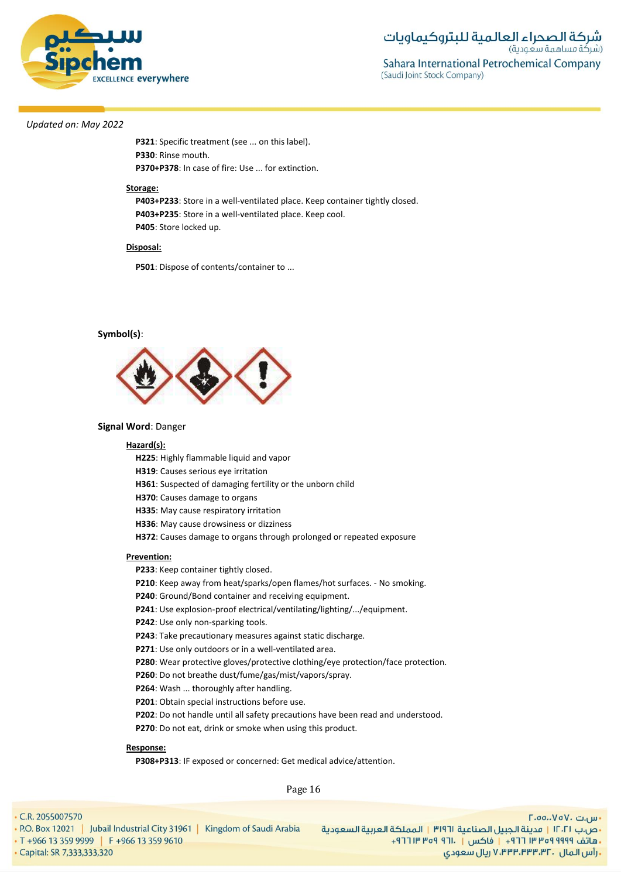*Updated on: May 2022*

**P321**: Specific treatment (see ... on this label).
**P330**: Rinse mouth.
**P370+P378**: In case of fire: Use ... for extinction.

**Storage:**

**P403+P233**: Store in a well-ventilated place. Keep container tightly closed.
**P403+P235**: Store in a well-ventilated place. Keep cool.
**P405**: Store locked up.

**Disposal:**

**P501**: Dispose of contents/container to ...

**Symbol(s)**:

**Signal Word**: Danger

**Hazard(s):**

**H225**: Highly flammable liquid and vapor
**H319**: Causes serious eye irritation
**H361**: Suspected of damaging fertility or the unborn child
**H370**: Causes damage to organs
**H335**: May cause respiratory irritation
**H336**: May cause drowsiness or dizziness
**H372**: Causes damage to organs through prolonged or repeated exposure

**Prevention:**

**P233**: Keep container tightly closed.
**P210**: Keep away from heat/sparks/open flames/hot surfaces. - No smoking.
**P240**: Ground/Bond container and receiving equipment.
**P241**: Use explosion-proof electrical/ventilating/lighting/.../equipment.
**P242**: Use only non-sparking tools.
**P243**: Take precautionary measures against static discharge.
**P271**: Use only outdoors or in a well-ventilated area.
**P280**: Wear protective gloves/protective clothing/eye protection/face protection.
**P260**: Do not breathe dust/fume/gas/mist/vapors/spray.
**P264**: Wash ... thoroughly after handling.
**P201**: Obtain special instructions before use.
**P202**: Do not handle until all safety precautions have been read and understood.
**P270**: Do not eat, drink or smoke when using this product.

**Response:**

**P308+P313**: IF exposed or concerned: Get medical advice/attention.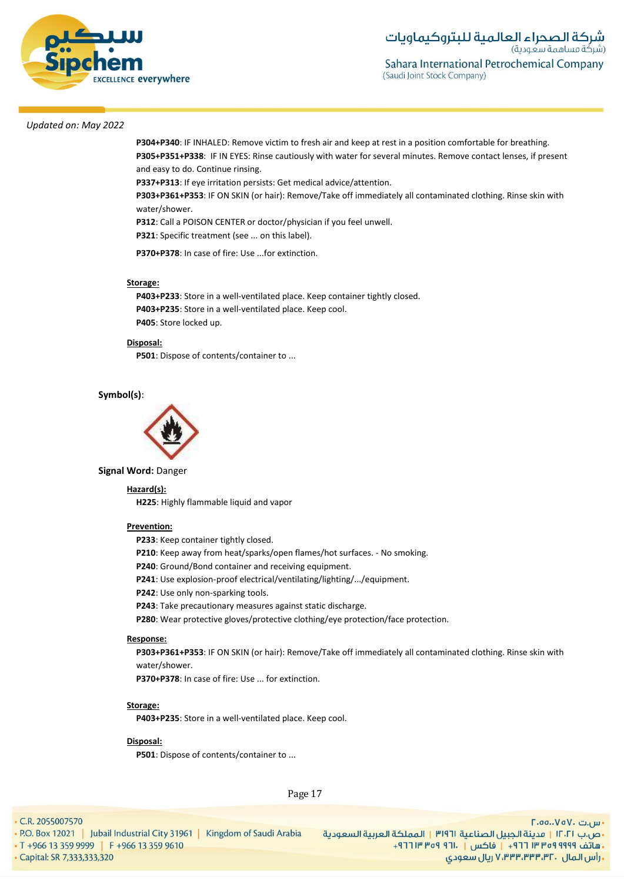*Updated on: May 2022*

**P304+P340**: IF INHALED: Remove victim to fresh air and keep at rest in a position comfortable for breathing.
**P305+P351+P338**: IF IN EYES: Rinse cautiously with water for several minutes. Remove contact lenses, if present and easy to do. Continue rinsing.
**P337+P313**: If eye irritation persists: Get medical advice/attention.
**P303+P361+P353**: IF ON SKIN (or hair): Remove/Take off immediately all contaminated clothing. Rinse skin with water/shower.
**P312**: Call a POISON CENTER or doctor/physician if you feel unwell.
**P321**: Specific treatment (see ... on this label).
**P370+P378**: In case of fire: Use ...for extinction.

**Storage:**
**P403+P233**: Store in a well-ventilated place. Keep container tightly closed.
**P403+P235**: Store in a well-ventilated place. Keep cool.
**P405**: Store locked up.

**Disposal:**
**P501**: Dispose of contents/container to ...

**Symbol(s)**:

**Signal Word:** Danger

**Hazard(s):**
**H225**: Highly flammable liquid and vapor

**Prevention:**
**P233**: Keep container tightly closed.
**P210**: Keep away from heat/sparks/open flames/hot surfaces. - No smoking.
**P240**: Ground/Bond container and receiving equipment.
**P241**: Use explosion-proof electrical/ventilating/lighting/.../equipment.
**P242**: Use only non-sparking tools.
**P243**: Take precautionary measures against static discharge.
**P280**: Wear protective gloves/protective clothing/eye protection/face protection.

**Response:**
**P303+P361+P353**: IF ON SKIN (or hair): Remove/Take off immediately all contaminated clothing. Rinse skin with water/shower.
**P370+P378**: In case of fire: Use ... for extinction.

**Storage:**
**P403+P235**: Store in a well-ventilated place. Keep cool.

**Disposal:**
**P501**: Dispose of contents/container to ...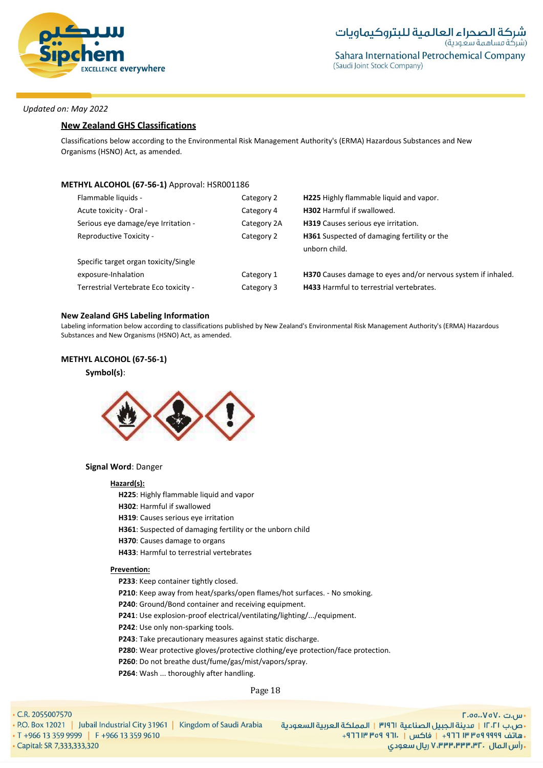*Updated on: May 2022*

## New Zealand GHS Classifications

Classifications below according to the Environmental Risk Management Authority's (ERMA) Hazardous Substances and New Organisms (HSNO) Act, as amended.

**METHYL ALCOHOL (67-56-1)** Approval: HSR001186

| | | |
|---|---|---|
| Flammable liquids - | Category 2 | **H225** Highly flammable liquid and vapor. |
| Acute toxicity - Oral - | Category 4 | **H302** Harmful if swallowed. |
| Serious eye damage/eye Irritation - | Category 2A | **H319** Causes serious eye irritation. |
| Reproductive Toxicity - | Category 2 | **H361** Suspected of damaging fertility or the unborn child. |
| Specific target organ toxicity/Single exposure-Inhalation | Category 1 | **H370** Causes damage to eyes and/or nervous system if inhaled. |
| Terrestrial Vertebrate Eco toxicity - | Category 3 | **H433** Harmful to terrestrial vertebrates. |

### New Zealand GHS Labeling Information

Labeling information below according to classifications published by New Zealand's Environmental Risk Management Authority's (ERMA) Hazardous Substances and New Organisms (HSNO) Act, as amended.

**METHYL ALCOHOL (67-56-1)**

**Symbol(s)**:

**Signal Word**: Danger

**Hazard(s):**

**H225**: Highly flammable liquid and vapor
**H302**: Harmful if swallowed
**H319**: Causes serious eye irritation
**H361**: Suspected of damaging fertility or the unborn child
**H370**: Causes damage to organs
**H433**: Harmful to terrestrial vertebrates

**Prevention:**

**P233**: Keep container tightly closed.
**P210**: Keep away from heat/sparks/open flames/hot surfaces. - No smoking.
**P240**: Ground/Bond container and receiving equipment.
**P241**: Use explosion-proof electrical/ventilating/lighting/.../equipment.
**P242**: Use only non-sparking tools.
**P243**: Take precautionary measures against static discharge.
**P280**: Wear protective gloves/protective clothing/eye protection/face protection.
**P260**: Do not breathe dust/fume/gas/mist/vapors/spray.
**P264**: Wash ... thoroughly after handling.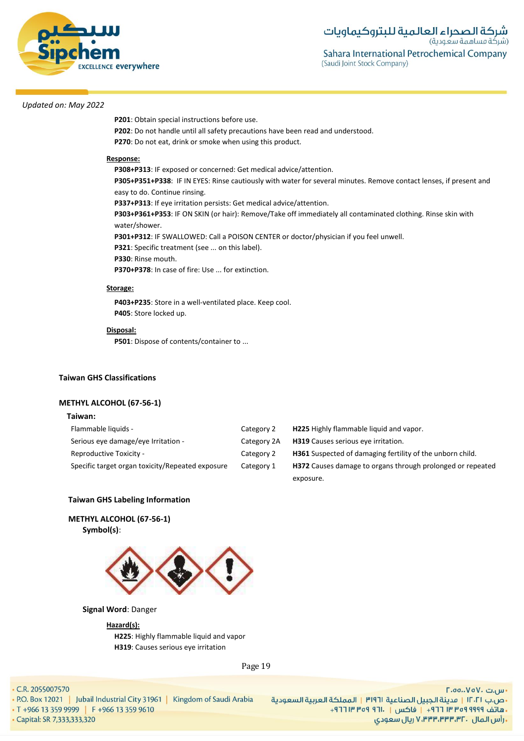*Updated on: May 2022*

**P201**: Obtain special instructions before use.
**P202**: Do not handle until all safety precautions have been read and understood.
**P270**: Do not eat, drink or smoke when using this product.

**Response:**

**P308+P313**: IF exposed or concerned: Get medical advice/attention.
**P305+P351+P338**: IF IN EYES: Rinse cautiously with water for several minutes. Remove contact lenses, if present and easy to do. Continue rinsing.
**P337+P313**: If eye irritation persists: Get medical advice/attention.
**P303+P361+P353**: IF ON SKIN (or hair): Remove/Take off immediately all contaminated clothing. Rinse skin with water/shower.
**P301+P312**: IF SWALLOWED: Call a POISON CENTER or doctor/physician if you feel unwell.
**P321**: Specific treatment (see ... on this label).
**P330**: Rinse mouth.
**P370+P378**: In case of fire: Use ... for extinction.

**Storage:**

**P403+P235**: Store in a well-ventilated place. Keep cool.
**P405**: Store locked up.

**Disposal:**

**P501**: Dispose of contents/container to ...

**Taiwan GHS Classifications**

**METHYL ALCOHOL (67-56-1)**

**Taiwan:**

| | | |
|---|---|---|
| Flammable liquids - | Category 2 | **H225** Highly flammable liquid and vapor. |
| Serious eye damage/eye Irritation - | Category 2A | **H319** Causes serious eye irritation. |
| Reproductive Toxicity - | Category 2 | **H361** Suspected of damaging fertility of the unborn child. |
| Specific target organ toxicity/Repeated exposure | Category 1 | **H372** Causes damage to organs through prolonged or repeated exposure. |

**Taiwan GHS Labeling Information**

**METHYL ALCOHOL (67-56-1)**

**Symbol(s)**:

**Signal Word**: Danger

**Hazard(s):**

**H225**: Highly flammable liquid and vapor
**H319**: Causes serious eye irritation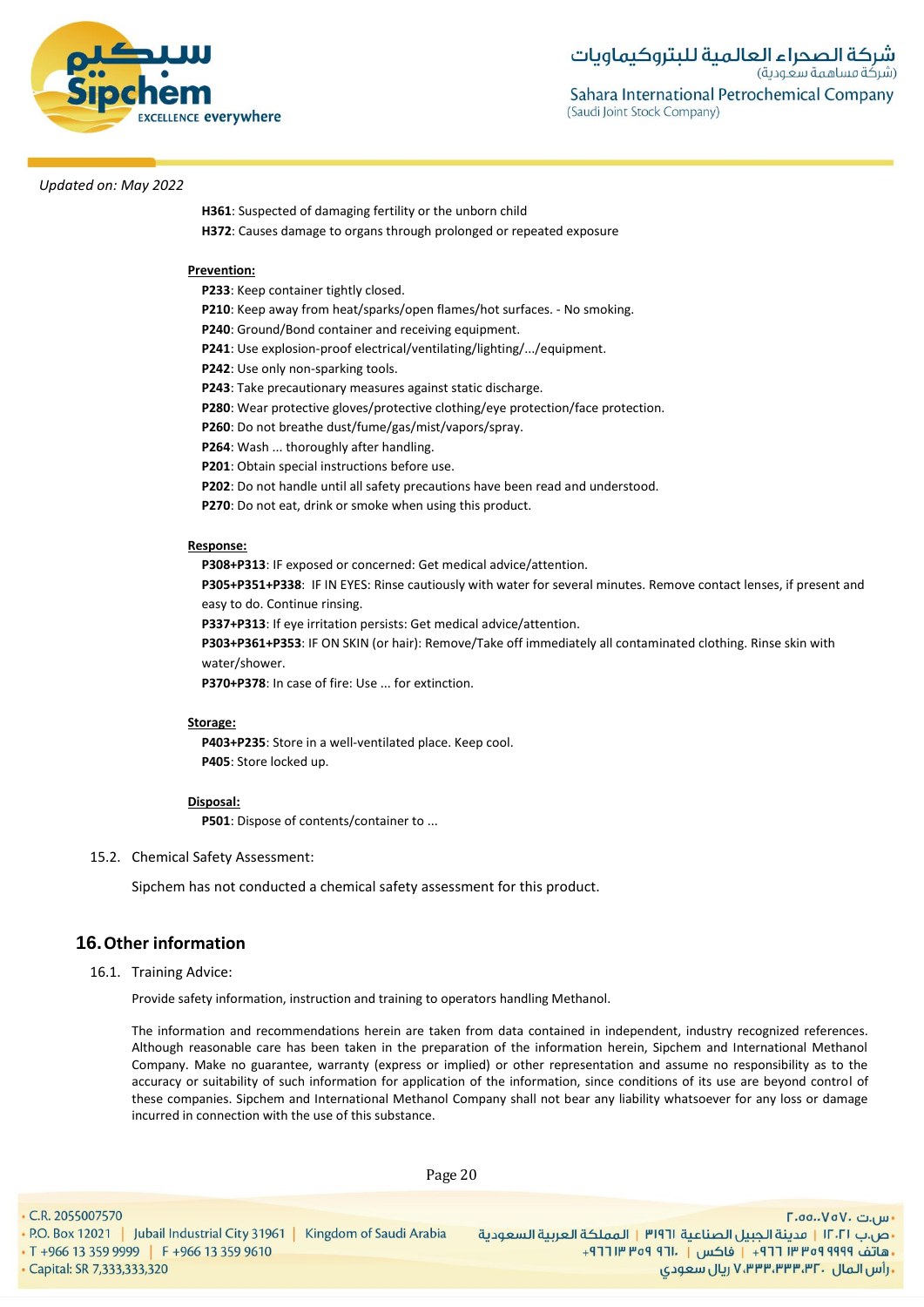*Updated on: May 2022*

**H361**: Suspected of damaging fertility or the unborn child
**H372**: Causes damage to organs through prolonged or repeated exposure

**Prevention:**

**P233**: Keep container tightly closed.
**P210**: Keep away from heat/sparks/open flames/hot surfaces. - No smoking.
**P240**: Ground/Bond container and receiving equipment.
**P241**: Use explosion-proof electrical/ventilating/lighting/.../equipment.
**P242**: Use only non-sparking tools.
**P243**: Take precautionary measures against static discharge.
**P280**: Wear protective gloves/protective clothing/eye protection/face protection.
**P260**: Do not breathe dust/fume/gas/mist/vapors/spray.
**P264**: Wash ... thoroughly after handling.
**P201**: Obtain special instructions before use.
**P202**: Do not handle until all safety precautions have been read and understood.
**P270**: Do not eat, drink or smoke when using this product.

**Response:**

**P308+P313**: IF exposed or concerned: Get medical advice/attention.
**P305+P351+P338**: IF IN EYES: Rinse cautiously with water for several minutes. Remove contact lenses, if present and easy to do. Continue rinsing.
**P337+P313**: If eye irritation persists: Get medical advice/attention.
**P303+P361+P353**: IF ON SKIN (or hair): Remove/Take off immediately all contaminated clothing. Rinse skin with water/shower.
**P370+P378**: In case of fire: Use ... for extinction.

**Storage:**

**P403+P235**: Store in a well-ventilated place. Keep cool.
**P405**: Store locked up.

**Disposal:**

**P501**: Dispose of contents/container to ...

15.2. Chemical Safety Assessment:

Sipchem has not conducted a chemical safety assessment for this product.

## 16. Other information

16.1. Training Advice:

Provide safety information, instruction and training to operators handling Methanol.

The information and recommendations herein are taken from data contained in independent, industry recognized references. Although reasonable care has been taken in the preparation of the information herein, Sipchem and International Methanol Company. Make no guarantee, warranty (express or implied) or other representation and assume no responsibility as to the accuracy or suitability of such information for application of the information, since conditions of its use are beyond control of these companies. Sipchem and International Methanol Company shall not bear any liability whatsoever for any loss or damage incurred in connection with the use of this substance.